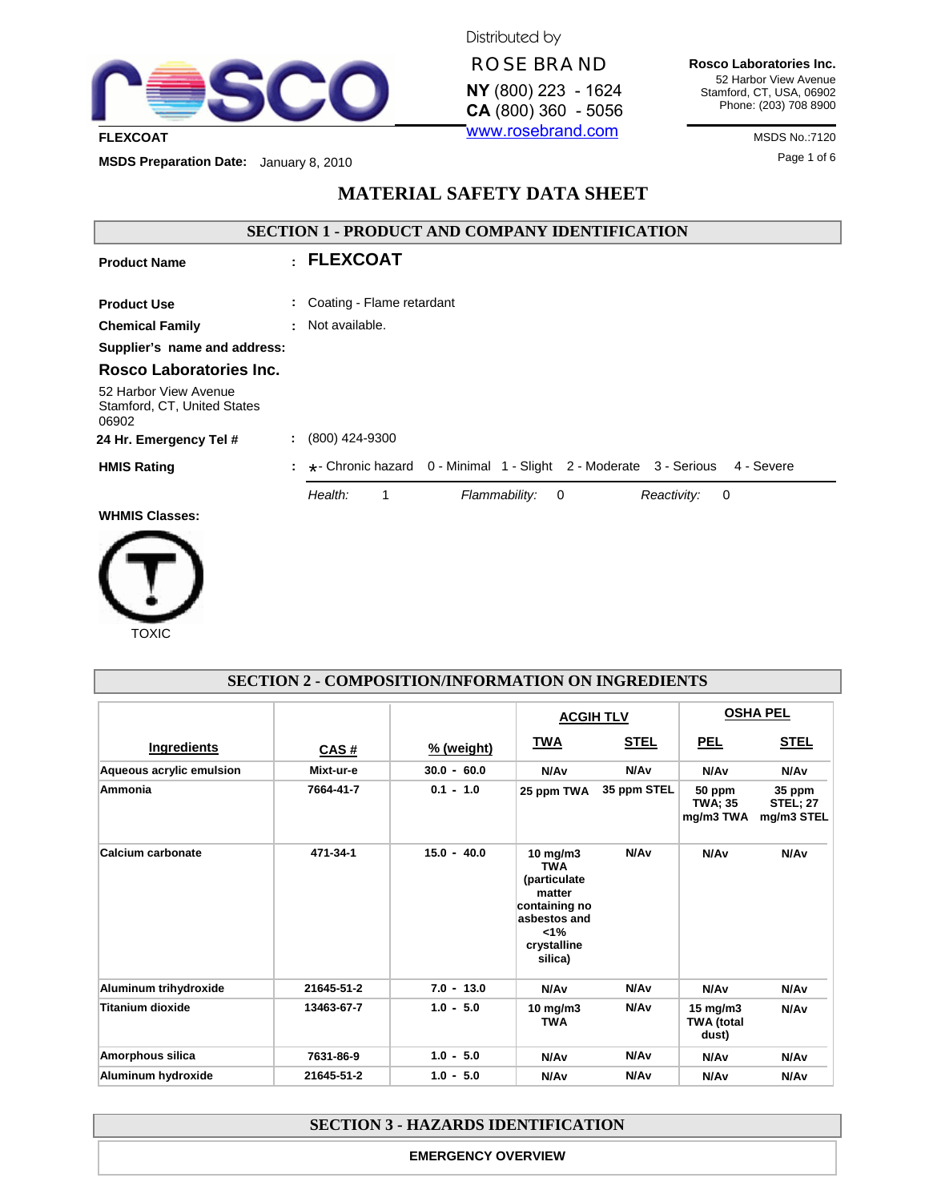rosco

FLEXCOAT

**MSDS Preparation Date:** January 8, 2010

Distributed by
ROSE BRAND
**NY** (800) 223 - 1624
**CA** (800) 360 - 5056
www.rosebrand.com

**Rosco Laboratories Inc.**
52 Harbor View Avenue
Stamford, CT, USA, 06902
Phone: (203) 708 8900

MSDS No.:7120

# MATERIAL SAFETY DATA SHEET

## SECTION 1 - PRODUCT AND COMPANY IDENTIFICATION

**Product Name** : **FLEXCOAT**

**Product Use** : Coating - Flame retardant

**Chemical Family** : Not available.

**Supplier's name and address:**

**Rosco Laboratories Inc.**

52 Harbor View Avenue
Stamford, CT, United States
06902

**24 Hr. Emergency Tel #** : (800) 424-9300

**HMIS Rating** : *- Chronic hazard 0 - Minimal 1 - Slight 2 - Moderate 3 - Serious 4 - Severe

*Health:* 1 *Flammability:* 0 *Reactivity:* 0

**WHMIS Classes:**

TOXIC

## SECTION 2 - COMPOSITION/INFORMATION ON INGREDIENTS

| Ingredients | CAS # | % (weight) | ACGIH TLV | | OSHA PEL | |
|---|---|---|---|---|---|---|
| | | | TWA | STEL | PEL | STEL |
| Aqueous acrylic emulsion | Mixt-ur-e | 30.0 - 60.0 | N/Av | N/Av | N/Av | N/Av |
| Ammonia | 7664-41-7 | 0.1 - 1.0 | 25 ppm TWA | 35 ppm STEL | 50 ppm TWA; 35 mg/m3 TWA | 35 ppm STEL; 27 mg/m3 STEL |
| Calcium carbonate | 471-34-1 | 15.0 - 40.0 | 10 mg/m3 TWA (particulate matter containing no asbestos and <1% crystalline silica) | N/Av | N/Av | N/Av |
| Aluminum trihydroxide | 21645-51-2 | 7.0 - 13.0 | N/Av | N/Av | N/Av | N/Av |
| Titanium dioxide | 13463-67-7 | 1.0 - 5.0 | 10 mg/m3 TWA | N/Av | 15 mg/m3 TWA (total dust) | N/Av |
| Amorphous silica | 7631-86-9 | 1.0 - 5.0 | N/Av | N/Av | N/Av | N/Av |
| Aluminum hydroxide | 21645-51-2 | 1.0 - 5.0 | N/Av | N/Av | N/Av | N/Av |

## SECTION 3 - HAZARDS IDENTIFICATION

**EMERGENCY OVERVIEW**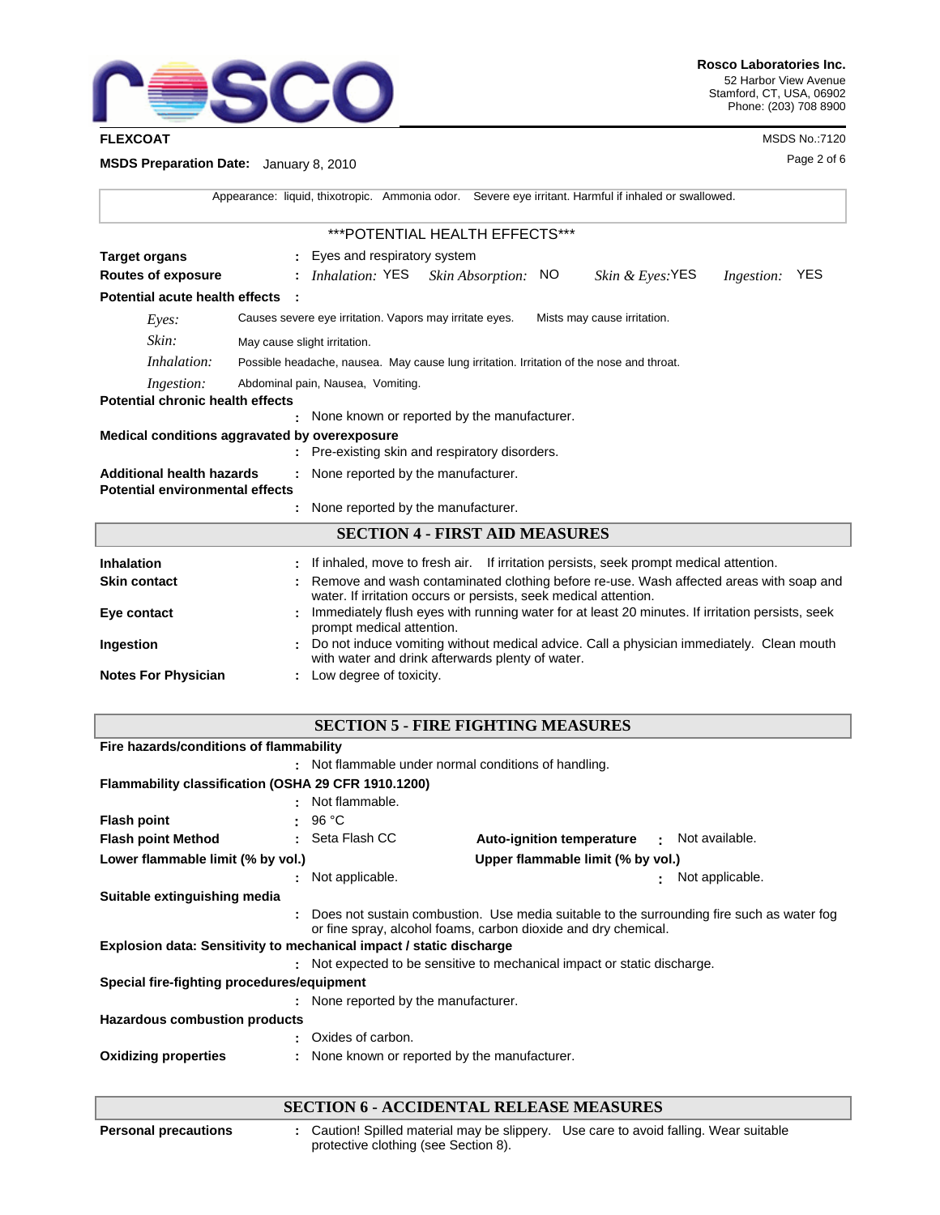Appearance: liquid, thixotropic. Ammonia odor. Severe eye irritant. Harmful if inhaled or swallowed.

***POTENTIAL HEALTH EFFECTS***

**Target organs** : Eyes and respiratory system

**Routes of exposure** : *Inhalation:* YES *Skin Absorption:* NO *Skin & Eyes:* YES *Ingestion:* YES

**Potential acute health effects** :

- *Eyes:* Causes severe eye irritation. Vapors may irritate eyes. Mists may cause irritation.
- *Skin:* May cause slight irritation.
- *Inhalation:* Possible headache, nausea. May cause lung irritation. Irritation of the nose and throat.
- *Ingestion:* Abdominal pain, Nausea, Vomiting.

**Potential chronic health effects** : None known or reported by the manufacturer.

**Medical conditions aggravated by overexposure** : Pre-existing skin and respiratory disorders.

**Additional health hazards** : None reported by the manufacturer.

**Potential environmental effects** : None reported by the manufacturer.

## SECTION 4 - FIRST AID MEASURES

**Inhalation** : If inhaled, move to fresh air. If irritation persists, seek prompt medical attention.

**Skin contact** : Remove and wash contaminated clothing before re-use. Wash affected areas with soap and water. If irritation occurs or persists, seek medical attention.

**Eye contact** : Immediately flush eyes with running water for at least 20 minutes. If irritation persists, seek prompt medical attention.

**Ingestion** : Do not induce vomiting without medical advice. Call a physician immediately. Clean mouth with water and drink afterwards plenty of water.

**Notes For Physician** : Low degree of toxicity.

## SECTION 5 - FIRE FIGHTING MEASURES

**Fire hazards/conditions of flammability** : Not flammable under normal conditions of handling.

**Flammability classification (OSHA 29 CFR 1910.1200)** : Not flammable.

**Flash point** : 96 °C

**Flash point Method** : Seta Flash CC

**Auto-ignition temperature** : Not available.

**Lower flammable limit (% by vol.)** : Not applicable.

**Upper flammable limit (% by vol.)** : Not applicable.

**Suitable extinguishing media** : Does not sustain combustion. Use media suitable to the surrounding fire such as water fog or fine spray, alcohol foams, carbon dioxide and dry chemical.

**Explosion data: Sensitivity to mechanical impact / static discharge** : Not expected to be sensitive to mechanical impact or static discharge.

**Special fire-fighting procedures/equipment** : None reported by the manufacturer.

**Hazardous combustion products** : Oxides of carbon.

**Oxidizing properties** : None known or reported by the manufacturer.

## SECTION 6 - ACCIDENTAL RELEASE MEASURES

**Personal precautions** : Caution! Spilled material may be slippery. Use care to avoid falling. Wear suitable protective clothing (see Section 8).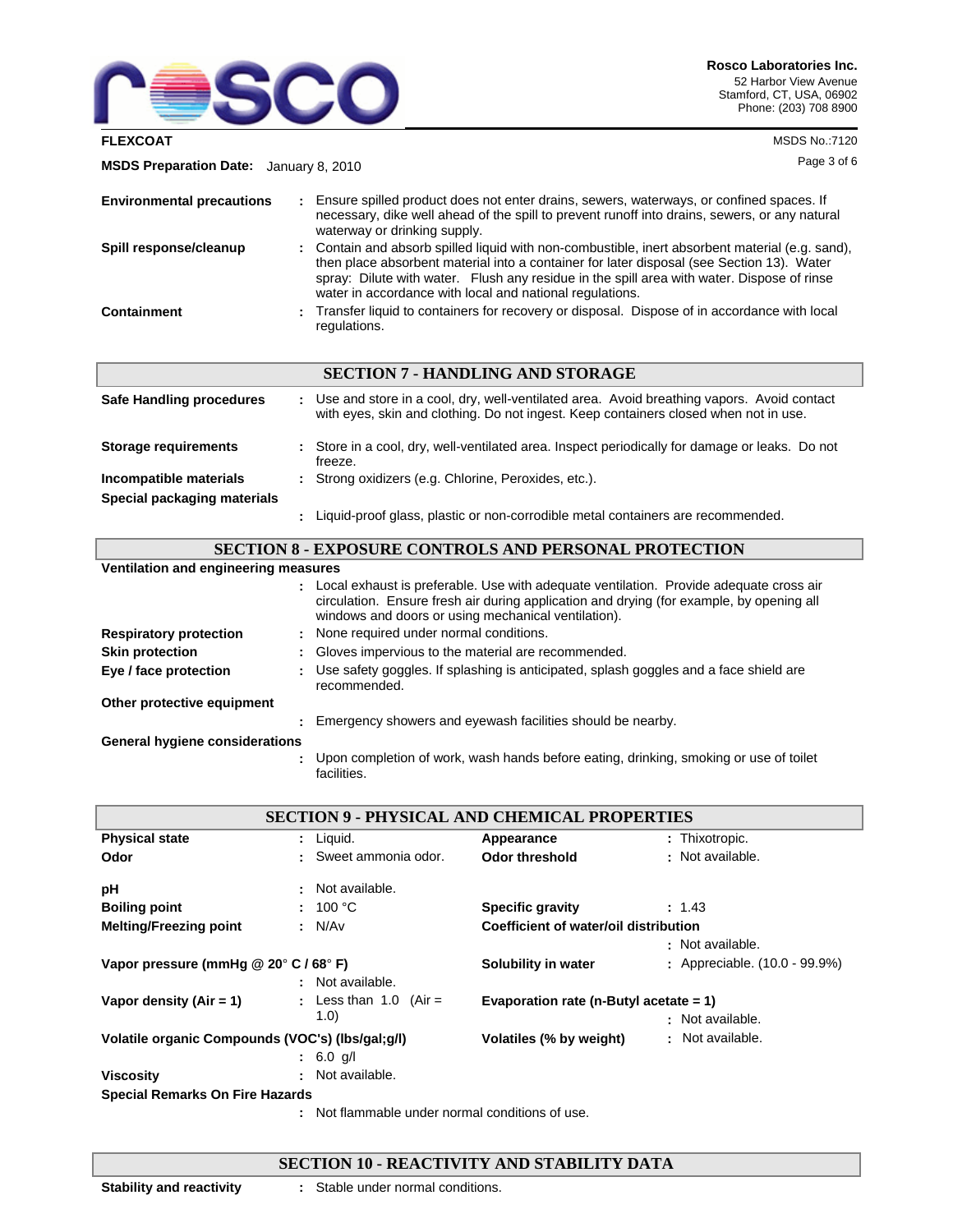**Environmental precautions** : Ensure spilled product does not enter drains, sewers, waterways, or confined spaces. If necessary, dike well ahead of the spill to prevent runoff into drains, sewers, or any natural waterway or drinking supply.

**Spill response/cleanup** : Contain and absorb spilled liquid with non-combustible, inert absorbent material (e.g. sand), then place absorbent material into a container for later disposal (see Section 13). Water spray: Dilute with water. Flush any residue in the spill area with water. Dispose of rinse water in accordance with local and national regulations.

**Containment** : Transfer liquid to containers for recovery or disposal. Dispose of in accordance with local regulations.

## SECTION 7 - HANDLING AND STORAGE

**Safe Handling procedures** : Use and store in a cool, dry, well-ventilated area. Avoid breathing vapors. Avoid contact with eyes, skin and clothing. Do not ingest. Keep containers closed when not in use.

**Storage requirements** : Store in a cool, dry, well-ventilated area. Inspect periodically for damage or leaks. Do not freeze.

**Incompatible materials** : Strong oxidizers (e.g. Chlorine, Peroxides, etc.).

**Special packaging materials** : Liquid-proof glass, plastic or non-corrodible metal containers are recommended.

## SECTION 8 - EXPOSURE CONTROLS AND PERSONAL PROTECTION

**Ventilation and engineering measures** : Local exhaust is preferable. Use with adequate ventilation. Provide adequate cross air circulation. Ensure fresh air during application and drying (for example, by opening all windows and doors or using mechanical ventilation).

**Respiratory protection** : None required under normal conditions.

**Skin protection** : Gloves impervious to the material are recommended.

**Eye / face protection** : Use safety goggles. If splashing is anticipated, splash goggles and a face shield are recommended.

**Other protective equipment** : Emergency showers and eyewash facilities should be nearby.

**General hygiene considerations** : Upon completion of work, wash hands before eating, drinking, smoking or use of toilet facilities.

## SECTION 9 - PHYSICAL AND CHEMICAL PROPERTIES

| | | | |
|---|---|---|---|
| **Physical state** | Liquid. | **Appearance** | Thixotropic. |
| **Odor** | Sweet ammonia odor. | **Odor threshold** | Not available. |
| **pH** | Not available. | | |
| **Boiling point** | 100 °C | **Specific gravity** | 1.43 |
| **Melting/Freezing point** | N/Av | **Coefficient of water/oil distribution** | Not available. |
| **Vapor pressure (mmHg @ 20° C / 68° F)** | Not available. | **Solubility in water** | Appreciable. (10.0 - 99.9%) |
| **Vapor density (Air = 1)** | Less than 1.0 (Air = 1.0) | **Evaporation rate (n-Butyl acetate = 1)** | Not available. |
| **Volatile organic Compounds (VOC's) (lbs/gal;g/l)** | 6.0 g/l | **Volatiles (% by weight)** | Not available. |
| **Viscosity** | Not available. | | |
| **Special Remarks On Fire Hazards** | Not flammable under normal conditions of use. | | |

## SECTION 10 - REACTIVITY AND STABILITY DATA

**Stability and reactivity** : Stable under normal conditions.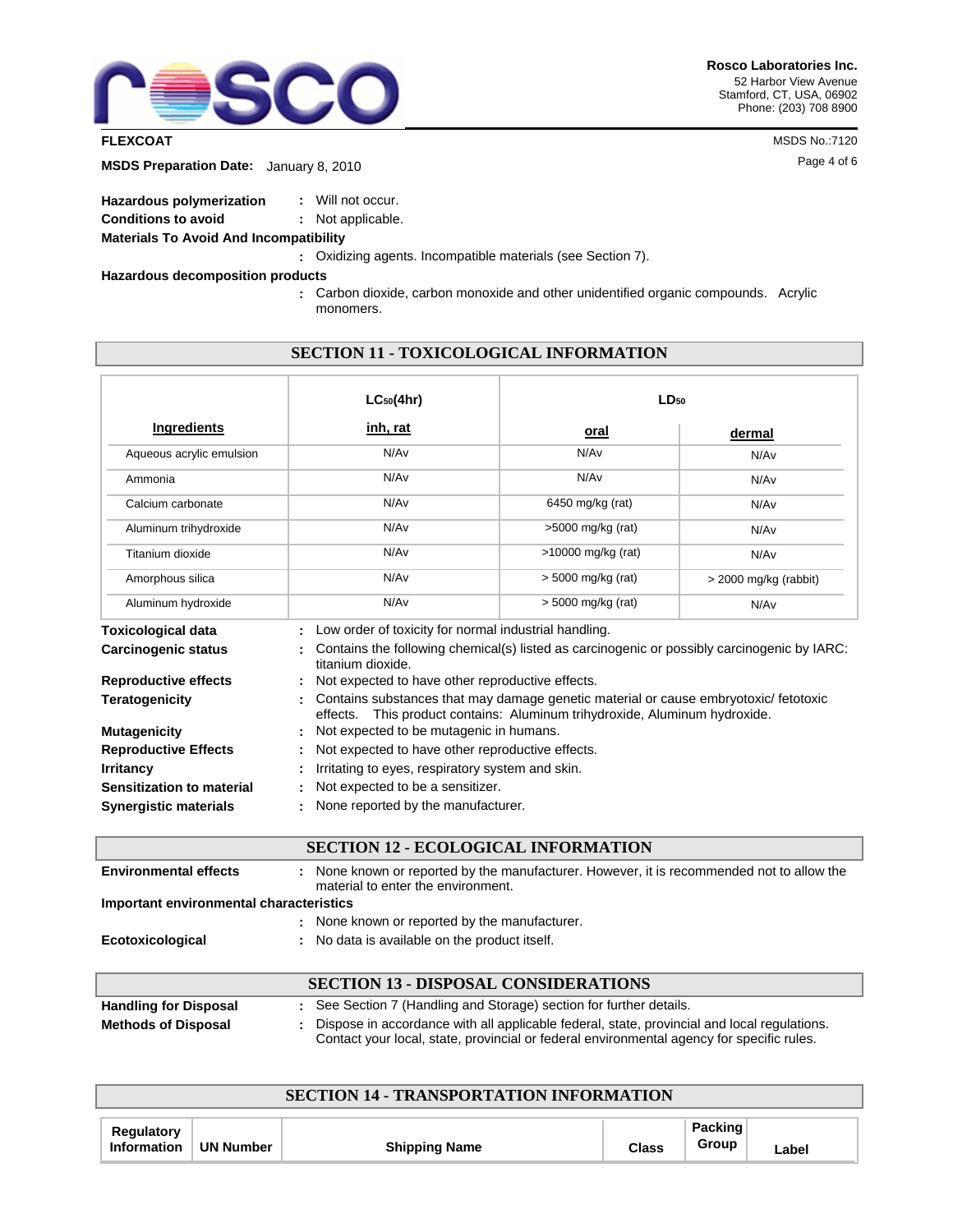Hazardous polymerization : Will not occur.

Conditions to avoid : Not applicable.

**Materials To Avoid And Incompatibility**

: Oxidizing agents. Incompatible materials (see Section 7).

**Hazardous decomposition products**

: Carbon dioxide, carbon monoxide and other unidentified organic compounds. Acrylic monomers.

## SECTION 11 - TOXICOLOGICAL INFORMATION

| | $LC_{50}$(4hr) | $LD_{50}$ | |
|---|---|---|---|
| **Ingredients** | **inh, rat** | **oral** | **dermal** |
| Aqueous acrylic emulsion | N/Av | N/Av | N/Av |
| Ammonia | N/Av | N/Av | N/Av |
| Calcium carbonate | N/Av | 6450 mg/kg (rat) | N/Av |
| Aluminum trihydroxide | N/Av | >5000 mg/kg (rat) | N/Av |
| Titanium dioxide | N/Av | >10000 mg/kg (rat) | N/Av |
| Amorphous silica | N/Av | > 5000 mg/kg (rat) | > 2000 mg/kg (rabbit) |
| Aluminum hydroxide | N/Av | > 5000 mg/kg (rat) | N/Av |

**Toxicological data** : Low order of toxicity for normal industrial handling.

**Carcinogenic status** : Contains the following chemical(s) listed as carcinogenic or possibly carcinogenic by IARC: titanium dioxide.

**Reproductive effects** : Not expected to have other reproductive effects.

**Teratogenicity** : Contains substances that may damage genetic material or cause embryotoxic/ fetotoxic effects. This product contains: Aluminum trihydroxide, Aluminum hydroxide.

**Mutagenicity** : Not expected to be mutagenic in humans.

**Reproductive Effects** : Not expected to have other reproductive effects.

**Irritancy** : Irritating to eyes, respiratory system and skin.

**Sensitization to material** : Not expected to be a sensitizer.

**Synergistic materials** : None reported by the manufacturer.

## SECTION 12 - ECOLOGICAL INFORMATION

**Environmental effects** : None known or reported by the manufacturer. However, it is recommended not to allow the material to enter the environment.

**Important environmental characteristics**

: None known or reported by the manufacturer.

**Ecotoxicological** : No data is available on the product itself.

## SECTION 13 - DISPOSAL CONSIDERATIONS

**Handling for Disposal** : See Section 7 (Handling and Storage) section for further details.

**Methods of Disposal** : Dispose in accordance with all applicable federal, state, provincial and local regulations. Contact your local, state, provincial or federal environmental agency for specific rules.

## SECTION 14 - TRANSPORTATION INFORMATION

| Regulatory Information | UN Number | Shipping Name | Class | Packing Group | Label |
|---|---|---|---|---|---|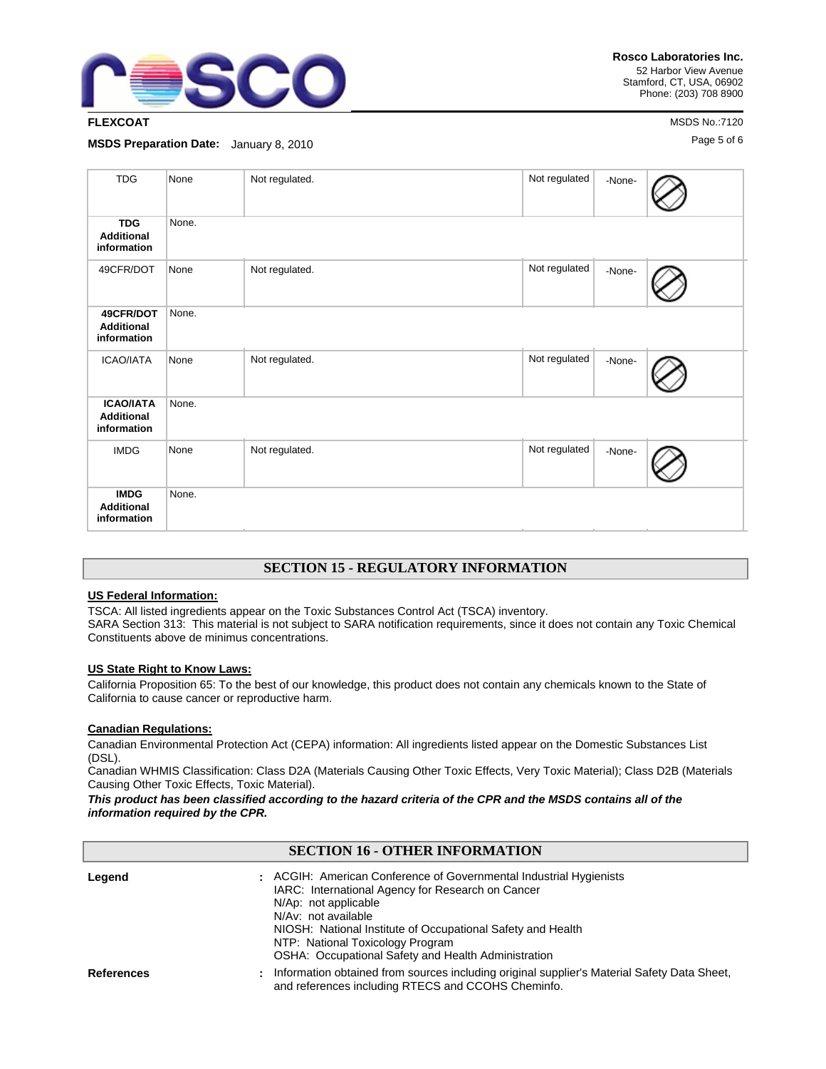| | | | | | |
|---|---|---|---|---|---|
| TDG | None | Not regulated. | Not regulated | -None- | |
| **TDG Additional information** | None. | | | | |
| 49CFR/DOT | None | Not regulated. | Not regulated | -None- | |
| **49CFR/DOT Additional information** | None. | | | | |
| ICAO/IATA | None | Not regulated. | Not regulated | -None- | |
| **ICAO/IATA Additional information** | None. | | | | |
| IMDG | None | Not regulated. | Not regulated | -None- | |
| **IMDG Additional information** | None. | | | | |

## SECTION 15 - REGULATORY INFORMATION

**US Federal Information:**

TSCA: All listed ingredients appear on the Toxic Substances Control Act (TSCA) inventory.
SARA Section 313: This material is not subject to SARA notification requirements, since it does not contain any Toxic Chemical Constituents above de minimus concentrations.

**US State Right to Know Laws:**

California Proposition 65: To the best of our knowledge, this product does not contain any chemicals known to the State of California to cause cancer or reproductive harm.

**Canadian Regulations:**

Canadian Environmental Protection Act (CEPA) information: All ingredients listed appear on the Domestic Substances List (DSL).
Canadian WHMIS Classification: Class D2A (Materials Causing Other Toxic Effects, Very Toxic Material); Class D2B (Materials Causing Other Toxic Effects, Toxic Material).

***This product has been classified according to the hazard criteria of the CPR and the MSDS contains all of the information required by the CPR.***

## SECTION 16 - OTHER INFORMATION

**Legend** : ACGIH: American Conference of Governmental Industrial Hygienists
IARC: International Agency for Research on Cancer
N/Ap: not applicable
N/Av: not available
NIOSH: National Institute of Occupational Safety and Health
NTP: National Toxicology Program
OSHA: Occupational Safety and Health Administration

**References** : Information obtained from sources including original supplier's Material Safety Data Sheet, and references including RTECS and CCOHS Cheminfo.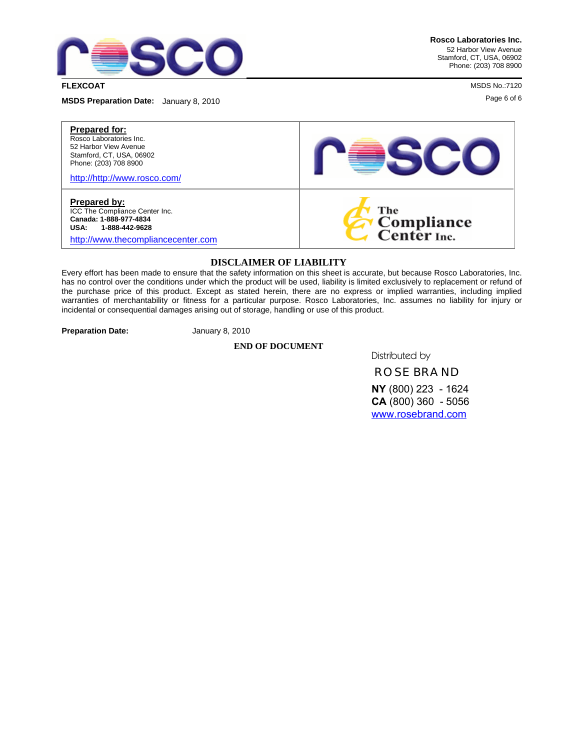| | |
|---|---|
| **Prepared for:**<br>Rosco Laboratories Inc.<br>52 Harbor View Avenue<br>Stamford, CT, USA, 06902<br>Phone: (203) 708 8900<br><br>http://http://www.rosco.com/ | rosco |
| **Prepared by:**<br>ICC The Compliance Center Inc.<br>**Canada: 1-888-977-4834**<br>**USA: 1-888-442-9628**<br><br>http://www.thecompliancecenter.com | The Compliance Center Inc. |

## DISCLAIMER OF LIABILITY

Every effort has been made to ensure that the safety information on this sheet is accurate, but because Rosco Laboratories, Inc. has no control over the conditions under which the product will be used, liability is limited exclusively to replacement or refund of the purchase price of this product. Except as stated herein, there are no express or implied warranties, including implied warranties of merchantability or fitness for a particular purpose. Rosco Laboratories, Inc. assumes no liability for injury or incidental or consequential damages arising out of storage, handling or use of this product.

**Preparation Date:** January 8, 2010

**END OF DOCUMENT**

Distributed by

ROSE BRAND

**NY** (800) 223 - 1624
**CA** (800) 360 - 5056
www.rosebrand.com